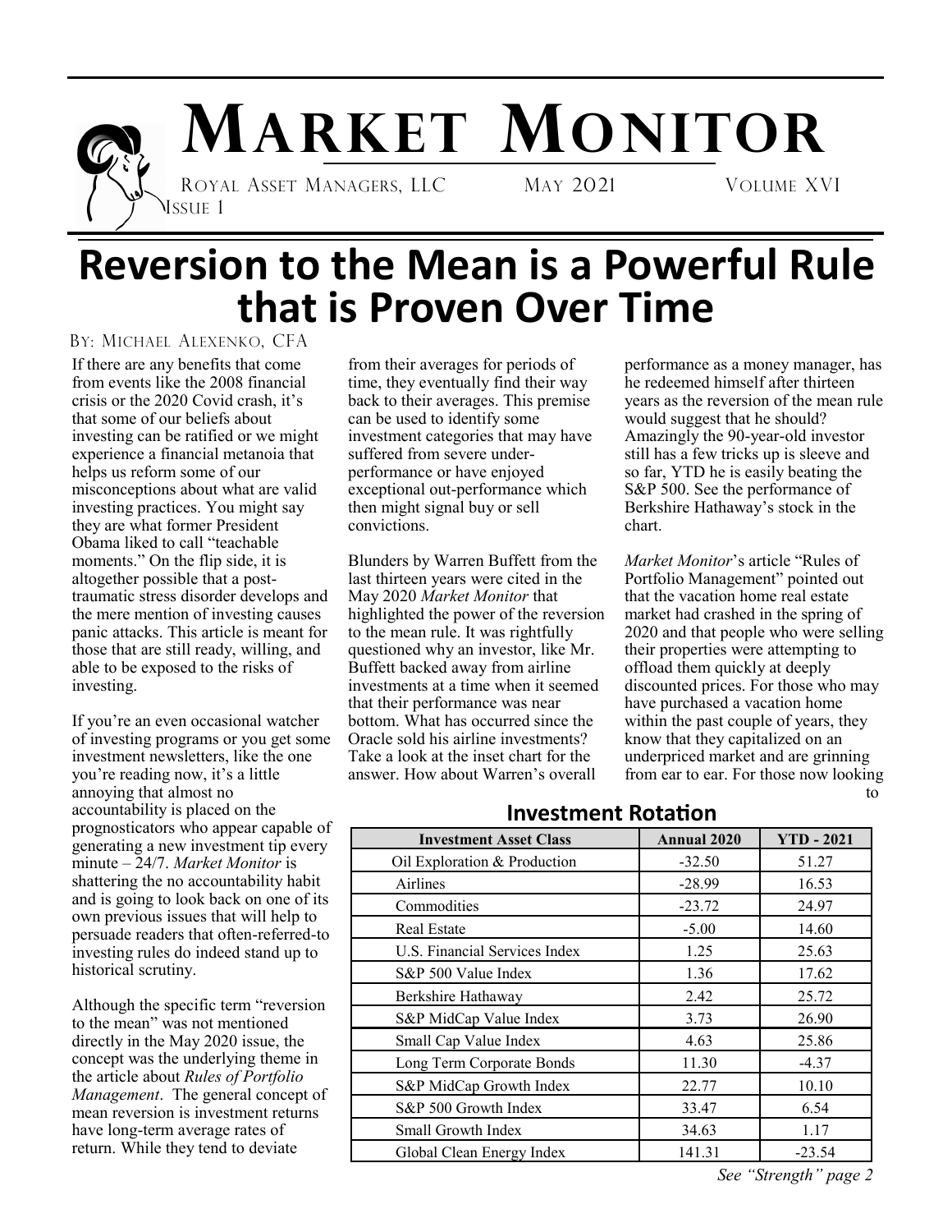# MARKET MONITOR

ROYAL ASSET MANAGERS, LLC  MAY 2021  VOLUME XVI ISSUE 1

# Reversion to the Mean is a Powerful Rule that is Proven Over Time

BY: MICHAEL ALEXENKO, CFA

If there are any benefits that come from events like the 2008 financial crisis or the 2020 Covid crash, it's that some of our beliefs about investing can be ratified or we might experience a financial metanoia that helps us reform some of our misconceptions about what are valid investing practices. You might say they are what former President Obama liked to call "teachable moments." On the flip side, it is altogether possible that a post-traumatic stress disorder develops and the mere mention of investing causes panic attacks. This article is meant for those that are still ready, willing, and able to be exposed to the risks of investing.

If you're an even occasional watcher of investing programs or you get some investment newsletters, like the one you're reading now, it's a little annoying that almost no accountability is placed on the prognosticators who appear capable of generating a new investment tip every minute – 24/7. *Market Monitor* is shattering the no accountability habit and is going to look back on one of its own previous issues that will help to persuade readers that often-referred-to investing rules do indeed stand up to historical scrutiny.

Although the specific term "reversion to the mean" was not mentioned directly in the May 2020 issue, the concept was the underlying theme in the article about *Rules of Portfolio Management*. The general concept of mean reversion is investment returns have long-term average rates of return. While they tend to deviate from their averages for periods of time, they eventually find their way back to their averages. This premise can be used to identify some investment categories that may have suffered from severe under-performance or have enjoyed exceptional out-performance which then might signal buy or sell convictions.

Blunders by Warren Buffett from the last thirteen years were cited in the May 2020 *Market Monitor* that highlighted the power of the reversion to the mean rule. It was rightfully questioned why an investor, like Mr. Buffett backed away from airline investments at a time when it seemed that their performance was near bottom. What has occurred since the Oracle sold his airline investments? Take a look at the inset chart for the answer. How about Warren's overall performance as a money manager, has he redeemed himself after thirteen years as the reversion of the mean rule would suggest that he should? Amazingly the 90-year-old investor still has a few tricks up is sleeve and so far, YTD he is easily beating the S&P 500. See the performance of Berkshire Hathaway's stock in the chart.

*Market Monitor*'s article "Rules of Portfolio Management" pointed out that the vacation home real estate market had crashed in the spring of 2020 and that people who were selling their properties were attempting to offload them quickly at deeply discounted prices. For those who may have purchased a vacation home within the past couple of years, they know that they capitalized on an underpriced market and are grinning from ear to ear. For those now looking to

## Investment Rotation

| Investment Asset Class | Annual 2020 | YTD - 2021 |
|---|---|---|
| Oil Exploration & Production | -32.50 | 51.27 |
| Airlines | -28.99 | 16.53 |
| Commodities | -23.72 | 24.97 |
| Real Estate | -5.00 | 14.60 |
| U.S. Financial Services Index | 1.25 | 25.63 |
| S&P 500 Value Index | 1.36 | 17.62 |
| Berkshire Hathaway | 2.42 | 25.72 |
| S&P MidCap Value Index | 3.73 | 26.90 |
| Small Cap Value Index | 4.63 | 25.86 |
| Long Term Corporate Bonds | 11.30 | -4.37 |
| S&P MidCap Growth Index | 22.77 | 10.10 |
| S&P 500 Growth Index | 33.47 | 6.54 |
| Small Growth Index | 34.63 | 1.17 |
| Global Clean Energy Index | 141.31 | -23.54 |

*See "Strength" page 2*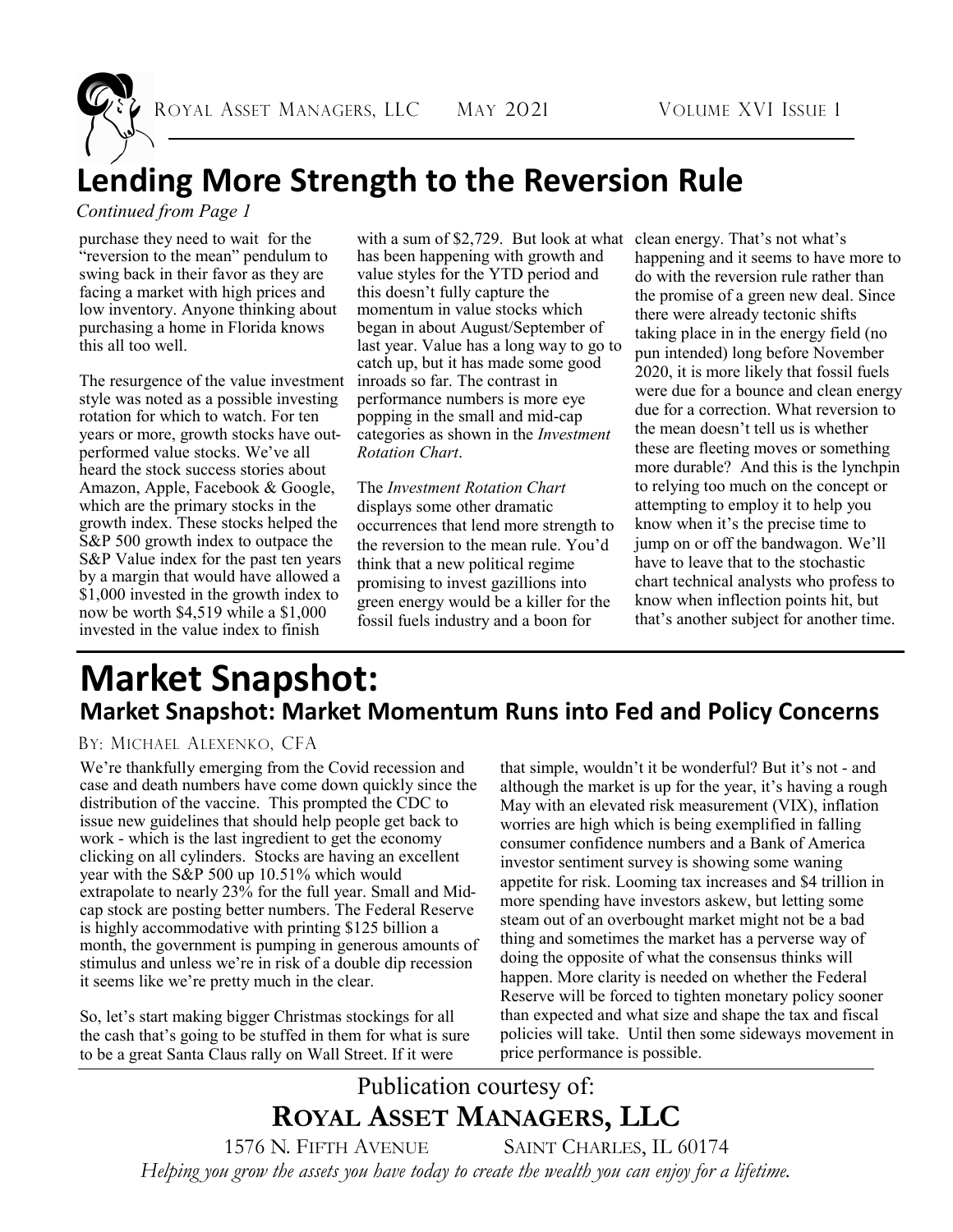# Lending More Strength to the Reversion Rule

*Continued from Page 1*

purchase they need to wait for the "reversion to the mean" pendulum to swing back in their favor as they are facing a market with high prices and low inventory. Anyone thinking about purchasing a home in Florida knows this all too well.

The resurgence of the value investment style was noted as a possible investing rotation for which to watch. For ten years or more, growth stocks have out-performed value stocks. We've all heard the stock success stories about Amazon, Apple, Facebook & Google, which are the primary stocks in the growth index. These stocks helped the S&P 500 growth index to outpace the S&P Value index for the past ten years by a margin that would have allowed a $1,000 invested in the growth index to now be worth $4,519 while a $1,000 invested in the value index to finish with a sum of $2,729. But look at what has been happening with growth and value styles for the YTD period and this doesn't fully capture the momentum in value stocks which began in about August/September of last year. Value has a long way to go to catch up, but it has made some good inroads so far. The contrast in performance numbers is more eye popping in the small and mid-cap categories as shown in the *Investment Rotation Chart*.

The *Investment Rotation Chart* displays some other dramatic occurrences that lend more strength to the reversion to the mean rule. You'd think that a new political regime promising to invest gazillions into green energy would be a killer for the fossil fuels industry and a boon for clean energy. That's not what's happening and it seems to have more to do with the reversion rule rather than the promise of a green new deal. Since there were already tectonic shifts taking place in in the energy field (no pun intended) long before November 2020, it is more likely that fossil fuels were due for a bounce and clean energy due for a correction. What reversion to the mean doesn't tell us is whether these are fleeting moves or something more durable? And this is the lynchpin to relying too much on the concept or attempting to employ it to help you know when it's the precise time to jump on or off the bandwagon. We'll have to leave that to the stochastic chart technical analysts who profess to know when inflection points hit, but that's another subject for another time.

# Market Snapshot:

## Market Snapshot: Market Momentum Runs into Fed and Policy Concerns

By: Michael Alexenko, CFA

We're thankfully emerging from the Covid recession and case and death numbers have come down quickly since the distribution of the vaccine. This prompted the CDC to issue new guidelines that should help people get back to work - which is the last ingredient to get the economy clicking on all cylinders. Stocks are having an excellent year with the S&P 500 up 10.51% which would extrapolate to nearly 23% for the full year. Small and Mid-cap stock are posting better numbers. The Federal Reserve is highly accommodative with printing $125 billion a month, the government is pumping in generous amounts of stimulus and unless we're in risk of a double dip recession it seems like we're pretty much in the clear.

So, let's start making bigger Christmas stockings for all the cash that's going to be stuffed in them for what is sure to be a great Santa Claus rally on Wall Street. If it were that simple, wouldn't it be wonderful? But it's not - and although the market is up for the year, it's having a rough May with an elevated risk measurement (VIX), inflation worries are high which is being exemplified in falling consumer confidence numbers and a Bank of America investor sentiment survey is showing some waning appetite for risk. Looming tax increases and $4 trillion in more spending have investors askew, but letting some steam out of an overbought market might not be a bad thing and sometimes the market has a perverse way of doing the opposite of what the consensus thinks will happen. More clarity is needed on whether the Federal Reserve will be forced to tighten monetary policy sooner than expected and what size and shape the tax and fiscal policies will take. Until then some sideways movement in price performance is possible.

Publication courtesy of:

**Royal Asset Managers, LLC**

1576 N. Fifth Avenue Saint Charles, IL 60174

*Helping you grow the assets you have today to create the wealth you can enjoy for a lifetime.*